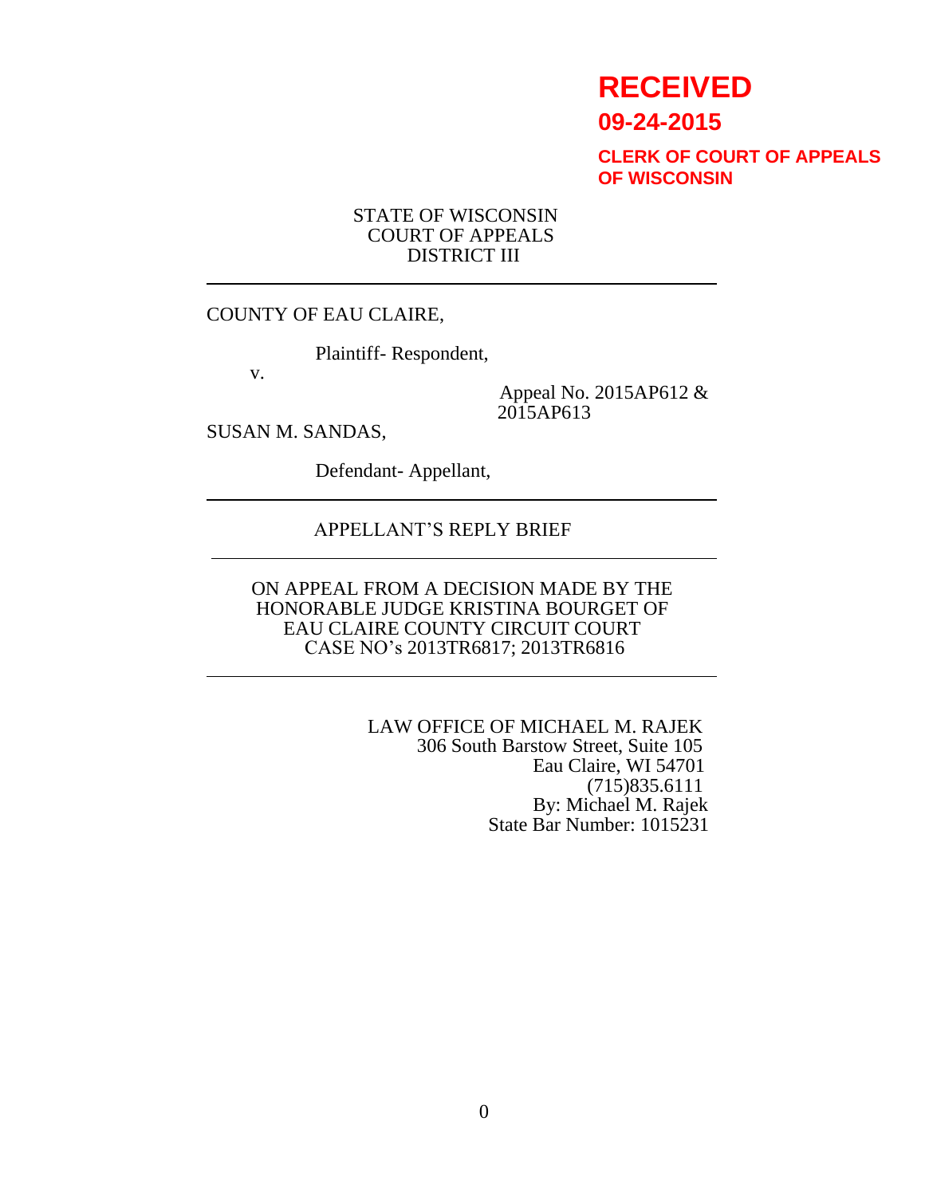**RECEIVED**

**09-24-2015**

**CLERK OF COURT OF APPEALS OF WISCONSIN**

STATE OF WISCONSIN
COURT OF APPEALS
DISTRICT III

---

COUNTY OF EAU CLAIRE,

Plaintiff- Respondent,

v.

Appeal No. 2015AP612 & 2015AP613

SUSAN M. SANDAS,

Defendant- Appellant,

---

APPELLANT'S REPLY BRIEF

---

ON APPEAL FROM A DECISION MADE BY THE HONORABLE JUDGE KRISTINA BOURGET OF EAU CLAIRE COUNTY CIRCUIT COURT CASE NO's 2013TR6817; 2013TR6816

---

LAW OFFICE OF MICHAEL M. RAJEK
306 South Barstow Street, Suite 105
Eau Claire, WI 54701
(715)835.6111
By: Michael M. Rajek
State Bar Number: 1015231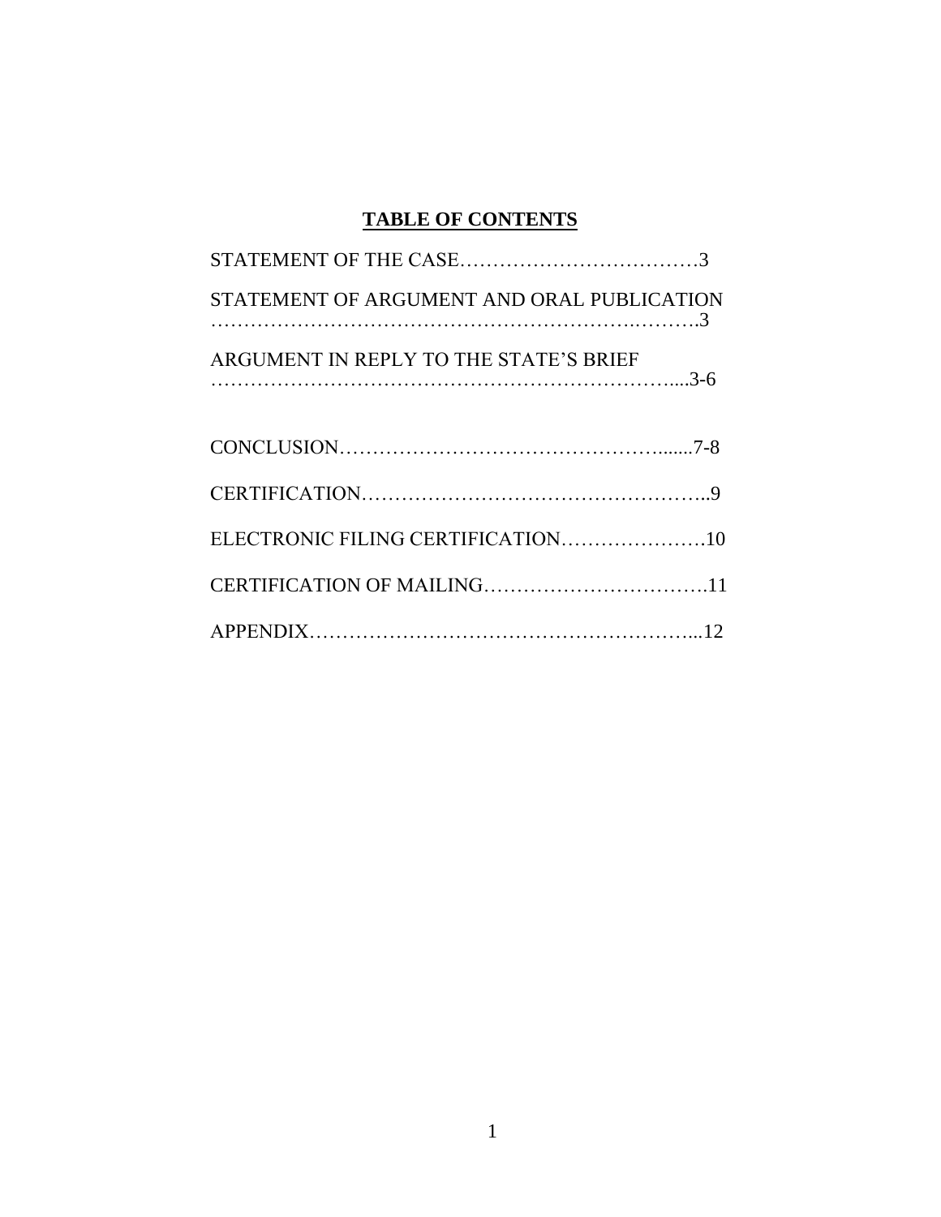# **TABLE OF CONTENTS**

STATEMENT OF THE CASE……………………………….3

STATEMENT OF ARGUMENT AND ORAL PUBLICATION ………………………………………………………….……….3

ARGUMENT IN REPLY TO THE STATE'S BRIEF …………………………………………………………....3-6

CONCLUSION…………………………………………......7-8

CERTIFICATION……………………………………………..9

ELECTRONIC FILING CERTIFICATION………………….10

CERTIFICATION OF MAILING…………………………….11

APPENDIX…………………………………………………...12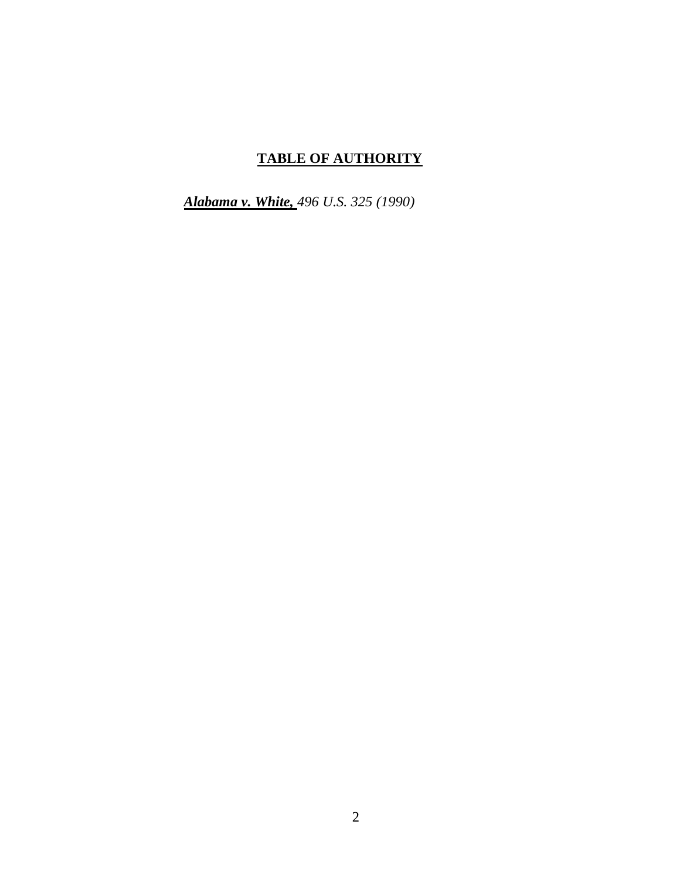# **TABLE OF AUTHORITY**

***Alabama v. White,*** *496 U.S. 325 (1990)*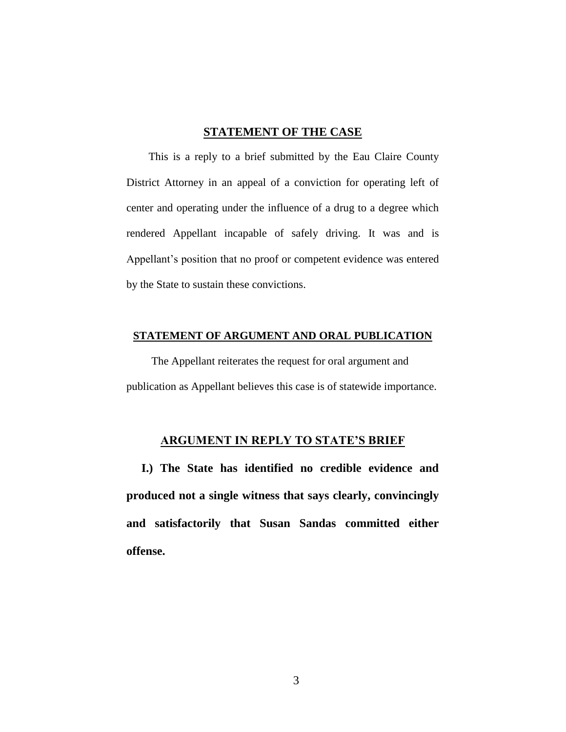## STATEMENT OF THE CASE

This is a reply to a brief submitted by the Eau Claire County District Attorney in an appeal of a conviction for operating left of center and operating under the influence of a drug to a degree which rendered Appellant incapable of safely driving. It was and is Appellant's position that no proof or competent evidence was entered by the State to sustain these convictions.

## STATEMENT OF ARGUMENT AND ORAL PUBLICATION

The Appellant reiterates the request for oral argument and publication as Appellant believes this case is of statewide importance.

## ARGUMENT IN REPLY TO STATE'S BRIEF

**I.) The State has identified no credible evidence and produced not a single witness that says clearly, convincingly and satisfactorily that Susan Sandas committed either offense.**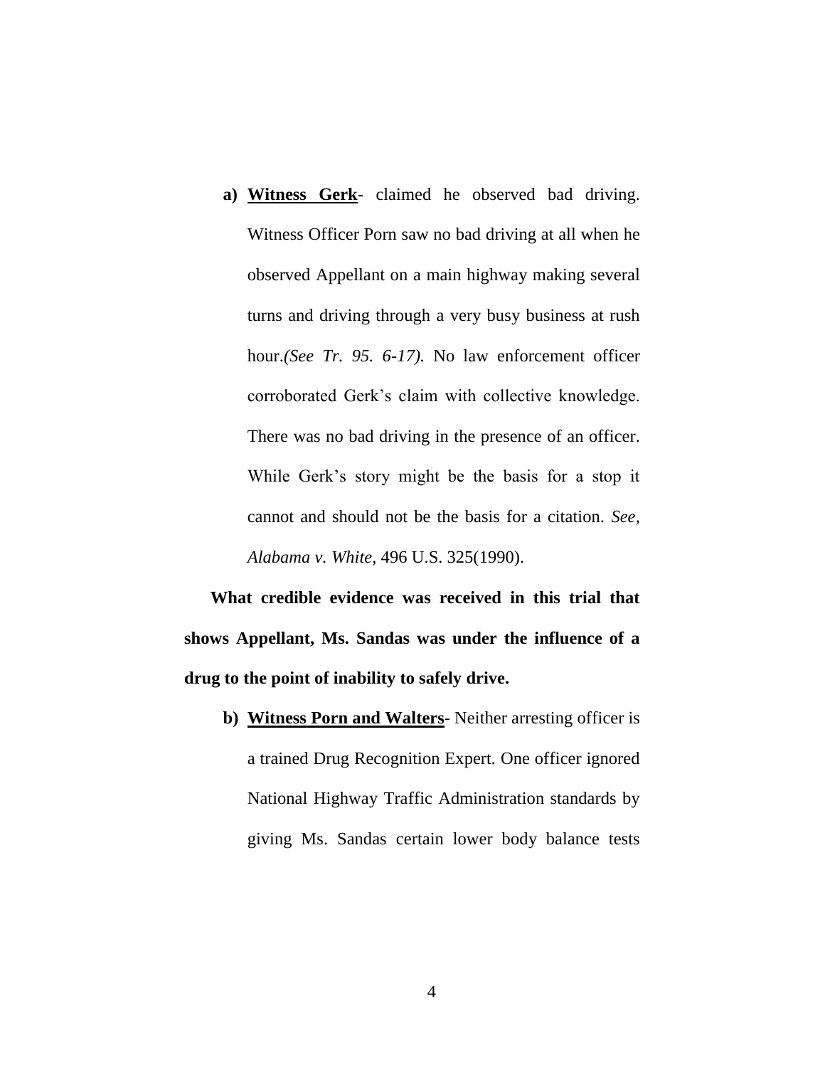a) **Witness Gerk**- claimed he observed bad driving. Witness Officer Porn saw no bad driving at all when he observed Appellant on a main highway making several turns and driving through a very busy business at rush hour.*(See Tr. 95. 6-17).* No law enforcement officer corroborated Gerk's claim with collective knowledge. There was no bad driving in the presence of an officer. While Gerk's story might be the basis for a stop it cannot and should not be the basis for a citation. *See, Alabama v. White*, 496 U.S. 325(1990).

**What credible evidence was received in this trial that shows Appellant, Ms. Sandas was under the influence of a drug to the point of inability to safely drive.**

b) **Witness Porn and Walters-** Neither arresting officer is a trained Drug Recognition Expert. One officer ignored National Highway Traffic Administration standards by giving Ms. Sandas certain lower body balance tests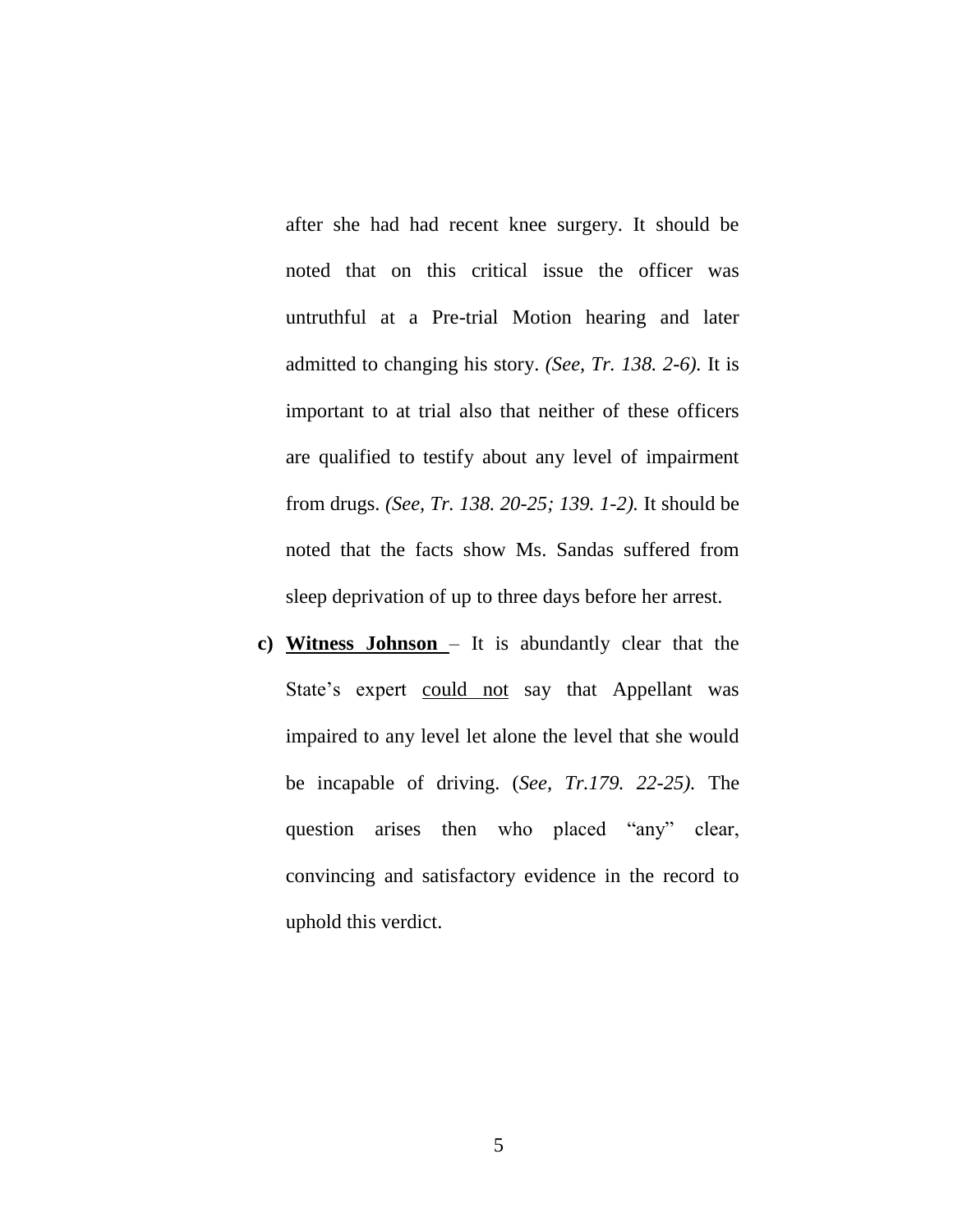after she had had recent knee surgery. It should be noted that on this critical issue the officer was untruthful at a Pre-trial Motion hearing and later admitted to changing his story. *(See, Tr. 138. 2-6).* It is important to at trial also that neither of these officers are qualified to testify about any level of impairment from drugs. *(See, Tr. 138. 20-25; 139. 1-2).* It should be noted that the facts show Ms. Sandas suffered from sleep deprivation of up to three days before her arrest.

**c)** **<u>Witness Johnson</u>** – It is abundantly clear that the State's expert <u>could not</u> say that Appellant was impaired to any level let alone the level that she would be incapable of driving. (*See, Tr.179. 22-25).* The question arises then who placed "any" clear, convincing and satisfactory evidence in the record to uphold this verdict.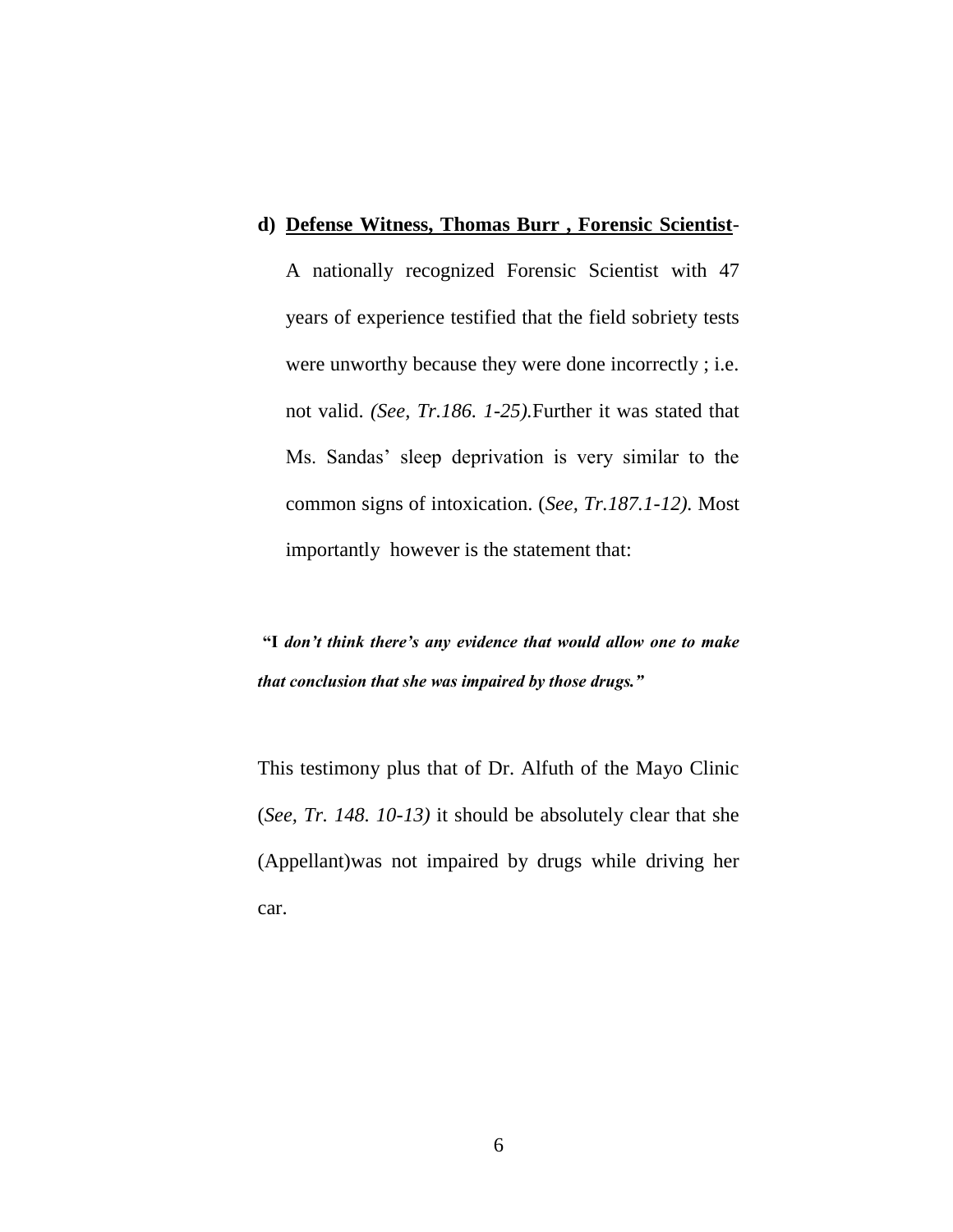**d) <u>Defense Witness, Thomas Burr , Forensic Scientist</u>**-

A nationally recognized Forensic Scientist with 47 years of experience testified that the field sobriety tests were unworthy because they were done incorrectly ; i.e. not valid. *(See, Tr.186. 1-25).*Further it was stated that Ms. Sandas' sleep deprivation is very similar to the common signs of intoxication. (*See, Tr.187.1-12).* Most importantly however is the statement that:

**"I *don't think there's any evidence that would allow one to make that conclusion that she was impaired by those drugs."***

This testimony plus that of Dr. Alfuth of the Mayo Clinic (*See, Tr. 148. 10-13)* it should be absolutely clear that she (Appellant)was not impaired by drugs while driving her car.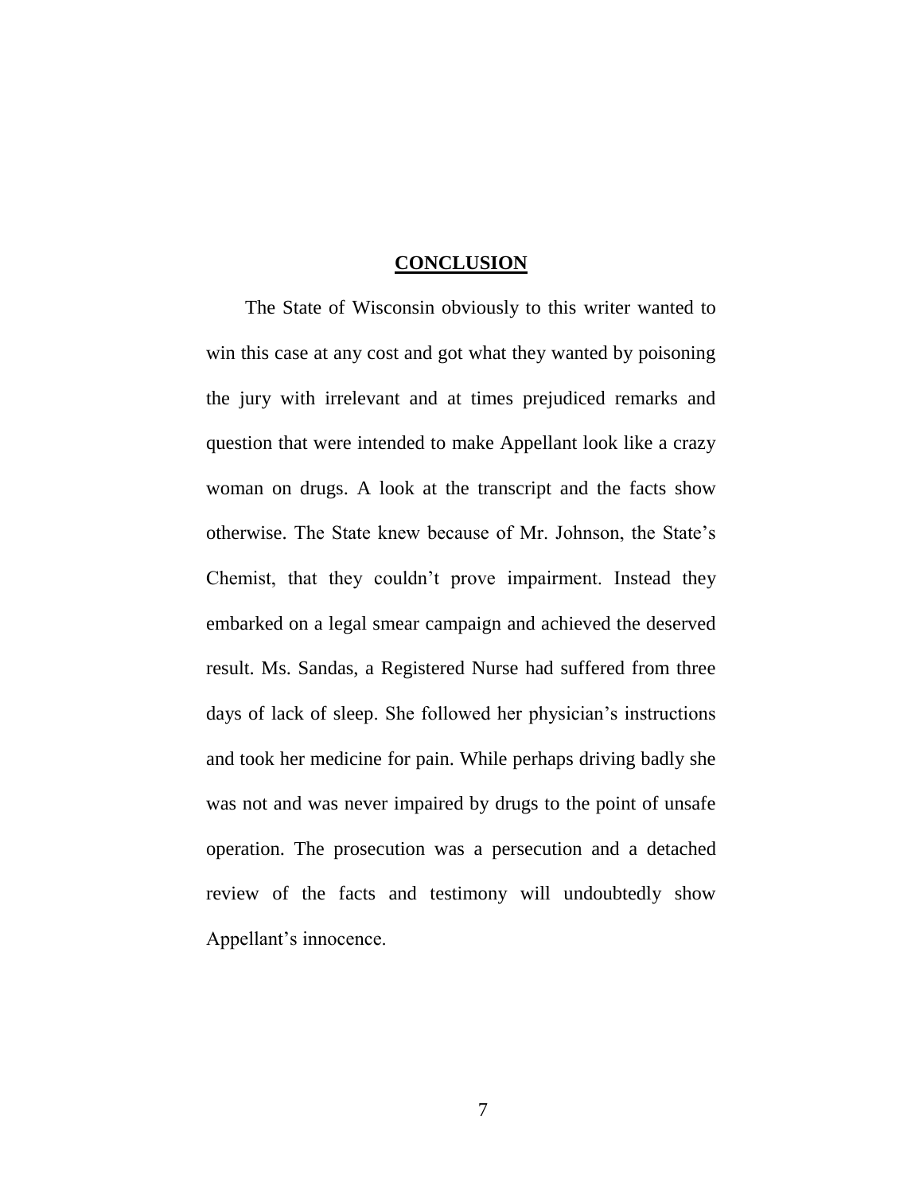## CONCLUSION

The State of Wisconsin obviously to this writer wanted to win this case at any cost and got what they wanted by poisoning the jury with irrelevant and at times prejudiced remarks and question that were intended to make Appellant look like a crazy woman on drugs. A look at the transcript and the facts show otherwise. The State knew because of Mr. Johnson, the State's Chemist, that they couldn't prove impairment. Instead they embarked on a legal smear campaign and achieved the deserved result. Ms. Sandas, a Registered Nurse had suffered from three days of lack of sleep. She followed her physician's instructions and took her medicine for pain. While perhaps driving badly she was not and was never impaired by drugs to the point of unsafe operation. The prosecution was a persecution and a detached review of the facts and testimony will undoubtedly show Appellant's innocence.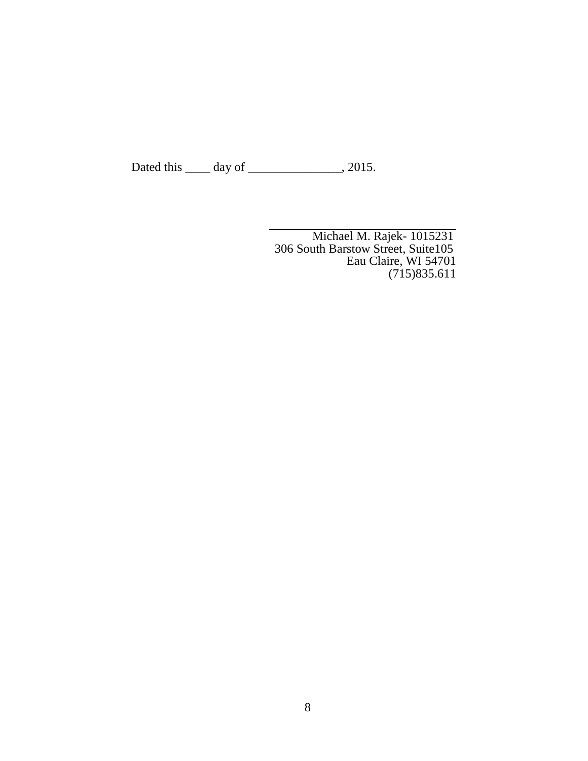Dated this ____ day of _______________, 2015.

\_\_\_\_\_\_\_\_\_\_\_\_\_\_\_\_\_\_\_\_\_\_\_\_\_\_\_\_

Michael M. Rajek- 1015231
306 South Barstow Street, Suite105
Eau Claire, WI 54701
(715)835.611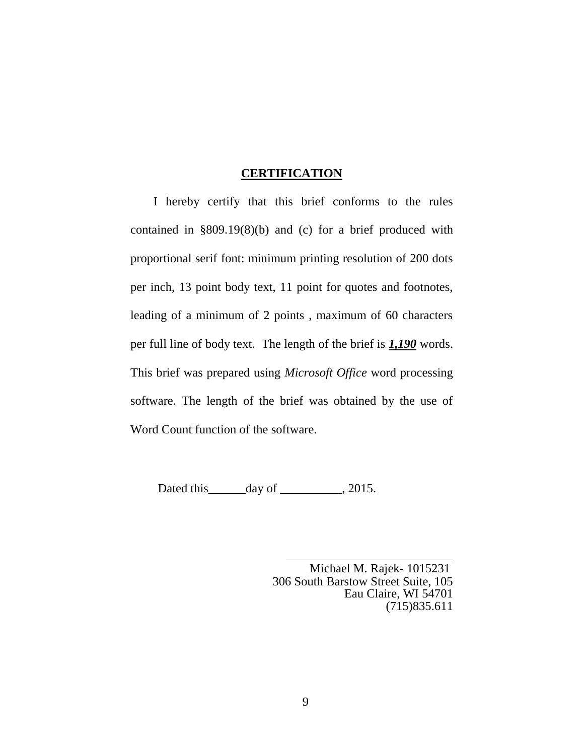## **CERTIFICATION**

I hereby certify that this brief conforms to the rules contained in §809.19(8)(b) and (c) for a brief produced with proportional serif font: minimum printing resolution of 200 dots per inch, 13 point body text, 11 point for quotes and footnotes, leading of a minimum of 2 points , maximum of 60 characters per full line of body text. The length of the brief is ***1,190*** words. This brief was prepared using *Microsoft Office* word processing software. The length of the brief was obtained by the use of Word Count function of the software.

Dated this\_\_\_\_\_\_day of \_\_\_\_\_\_\_\_\_\_, 2015.

\_\_\_\_\_\_\_\_\_\_\_\_\_\_\_\_\_\_\_\_\_\_\_\_\_\_\_\_\_\_

Michael M. Rajek- 1015231
306 South Barstow Street Suite, 105
Eau Claire, WI 54701
(715)835.611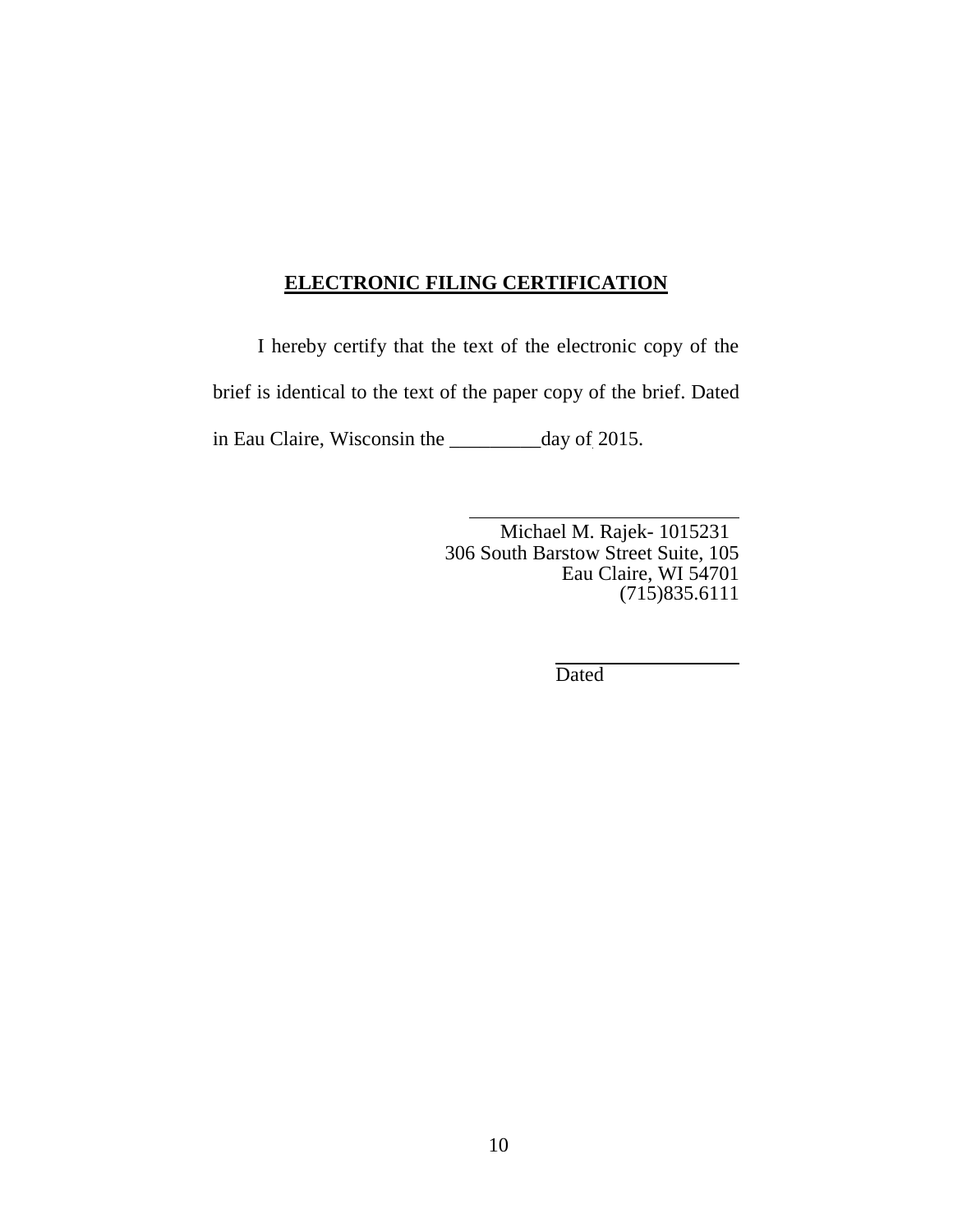**ELECTRONIC FILING CERTIFICATION**

I hereby certify that the text of the electronic copy of the brief is identical to the text of the paper copy of the brief. Dated in Eau Claire, Wisconsin the _________day of 2015.

\_\_\_\_\_\_\_\_\_\_\_\_\_\_\_\_\_\_\_\_\_\_\_\_\_\_\_\_
Michael M. Rajek- 1015231
306 South Barstow Street Suite, 105
Eau Claire, WI 54701
(715)835.6111

\_\_\_\_\_\_\_\_\_\_\_\_\_\_\_\_\_\_\_\_
Dated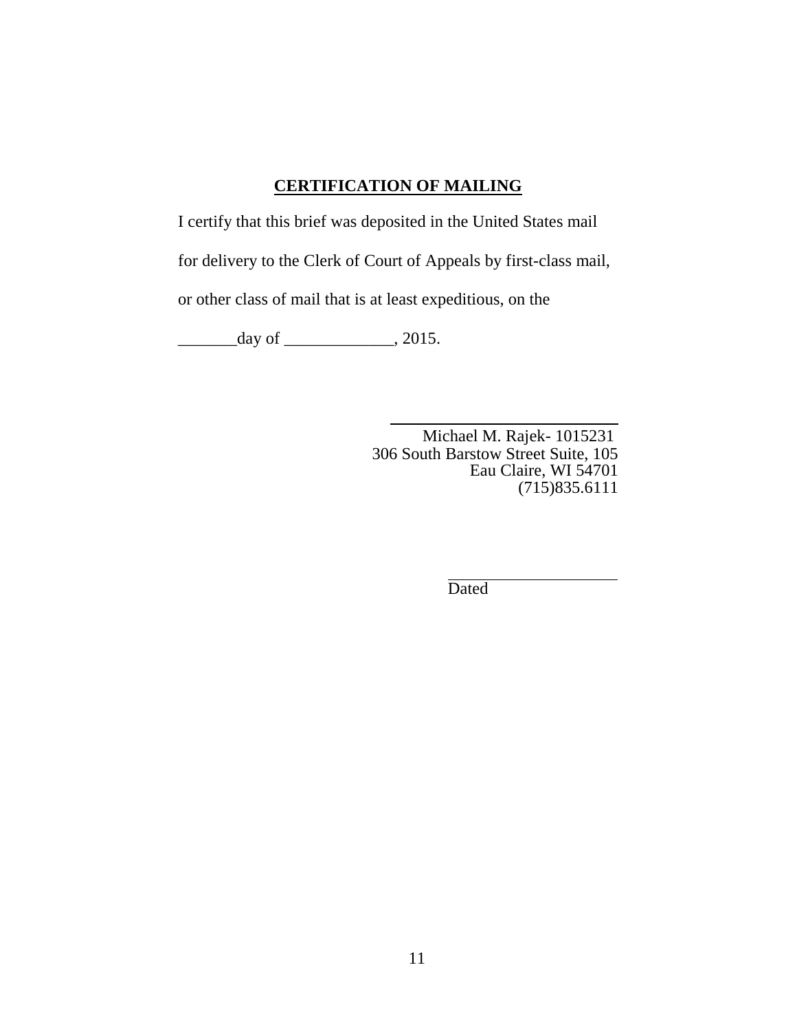**CERTIFICATION OF MAILING**

I certify that this brief was deposited in the United States mail for delivery to the Clerk of Court of Appeals by first-class mail, or other class of mail that is at least expeditious, on the _______day of _____________, 2015.

Michael M. Rajek- 1015231  
306 South Barstow Street Suite, 105  
Eau Claire, WI 54701  
(715)835.6111

Dated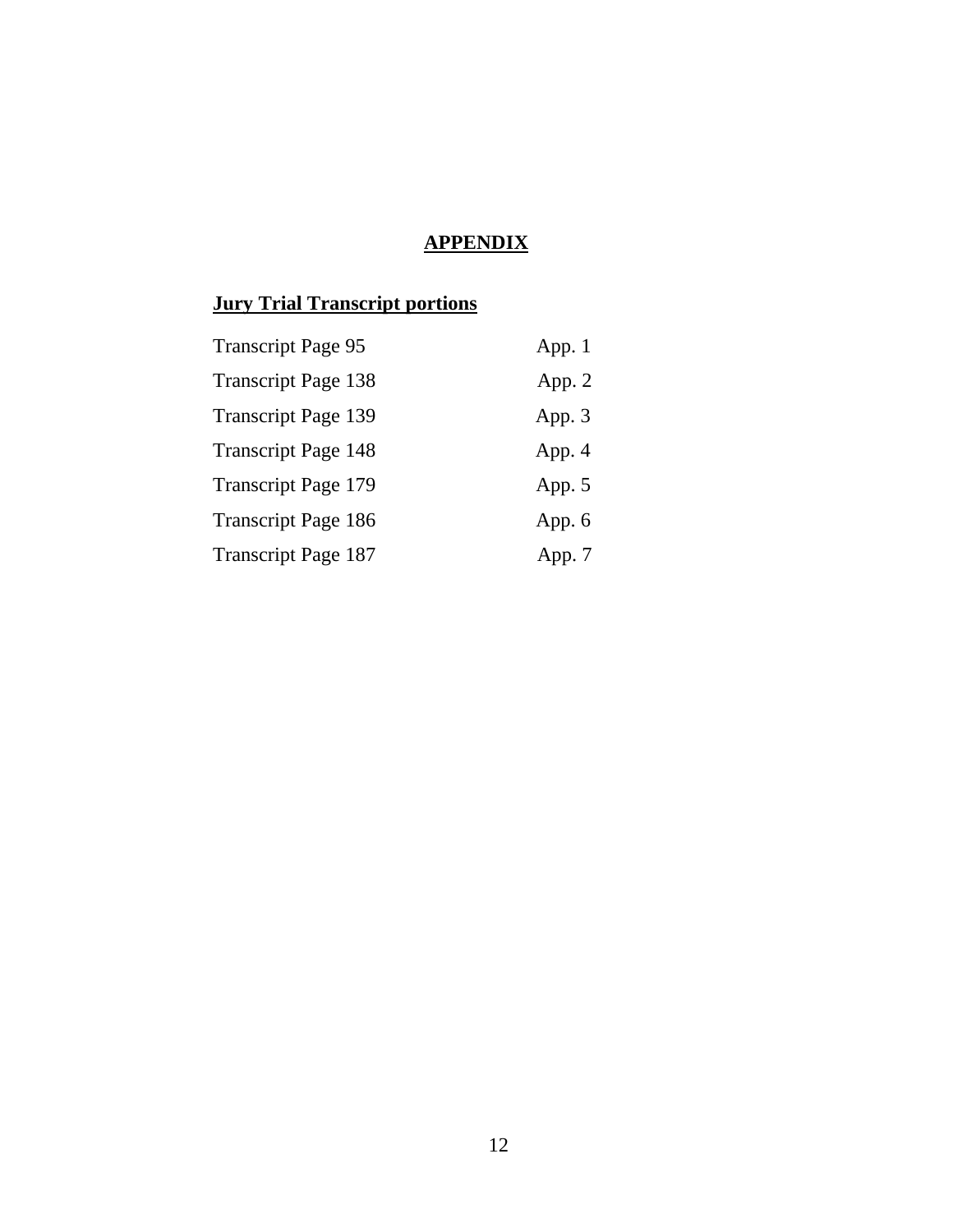# APPENDIX

## Jury Trial Transcript portions

| | |
|---|---|
| Transcript Page 95 | App. 1 |
| Transcript Page 138 | App. 2 |
| Transcript Page 139 | App. 3 |
| Transcript Page 148 | App. 4 |
| Transcript Page 179 | App. 5 |
| Transcript Page 186 | App. 6 |
| Transcript Page 187 | App. 7 |